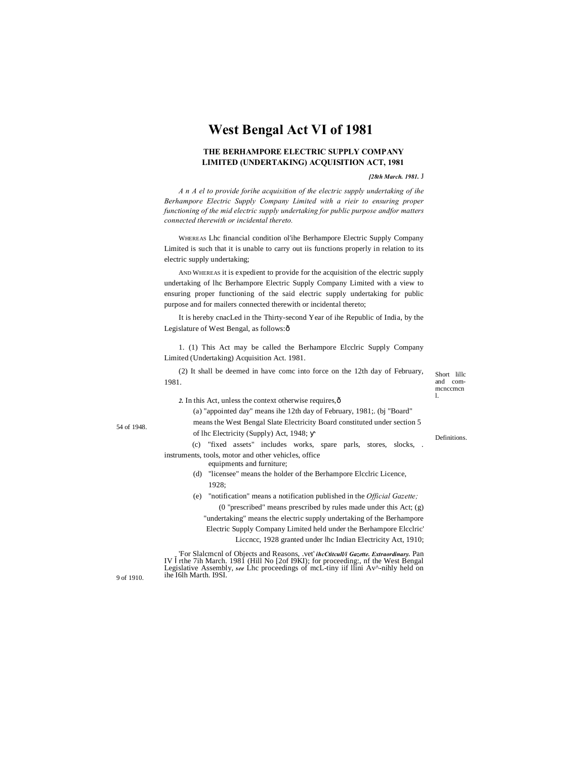# West Bengal Act VI of 1981

## THE BERHAMPORE ELECTRIC SUPPLY COMPANY LIMITED (UNDERTAKING) ACQUISITION ACT, 1981

*[28th March. 1981.* J

*A n A el to provide forihe acquisition of the electric supply undertaking of ihe Berhampore Electric Supply Company Limited with a rieir to ensuring proper functioning of the mid electric supply undertaking for public purpose andfor matters connected therewith or incidental thereto.*

WHEREAS Lhc financial condition ol'ihe Berhampore Electric Supply Company Limited is such that it is unable to carry out iis functions properly in relation to its electric supply undertaking;

AND WHEREAS it is expedient to provide for the acquisition of the electric supply undertaking of lhc Berhampore Electric Supply Company Limited with a view to ensuring proper functioning of the said electric supply undertaking for public purpose and for mailers connected therewith or incidental thereto;

It is hereby cnacLed in the Thirty-second Year of ihe Republic of India, by the Legislature of West Bengal, as follows:ô

Short lillc and com-mcnccmcnl.

1. (1) This Act may be called the Berhampore Elcclric Supply Company Limited (Undertaking) Acquisition Act. 1981.

(2) It shall be deemed in have comc into force on the 12th day of February, 1981.

Definitions.

*2.* In this Act, unless the context otherwise requires,ô

(a) "appointed day" means ihe 12th day of February, 1981;. (bj "Board" means the West Bengal Slate Electricity Board constituted under section 5 of lhc Electricity (Supply) Act, 1948; ӱ

54 of 1948.

(c) "fixed assets" includes works, spare parls, stores, slocks, . instruments, tools, motor and other vehicles, office equipments and furniture;

(d) "licensee" means the holder of the Berhampore Elcclric Licence, 1928;

(e) "notification" means a notification published in the *Official Gazette;*

(0 "prescribed" means prescribed by rules made under this Act; (g) "undertaking" means the electric supply undertaking of the Berhampore Electric Supply Company Limited held under the Berhampore Elcclric' Liccncc, 1928 granted under lhc Indian Electricity Act, 1910;

9 of 1910.

'For Slalcmcnl of Objects and Reasons, .vet' ***ihcCtitcull/i Gazette. Extraordinary.*** Pan IV Ĭ rthe 7ih March. 1981 (Hill No [2of I9KI); for proceeding:, nf the West Bengal Legislative Assembly, ***see*** Lhc proceedings of mcL-tiny iif llini Av^-nihly held on ihe I6lh Marth. I9SI.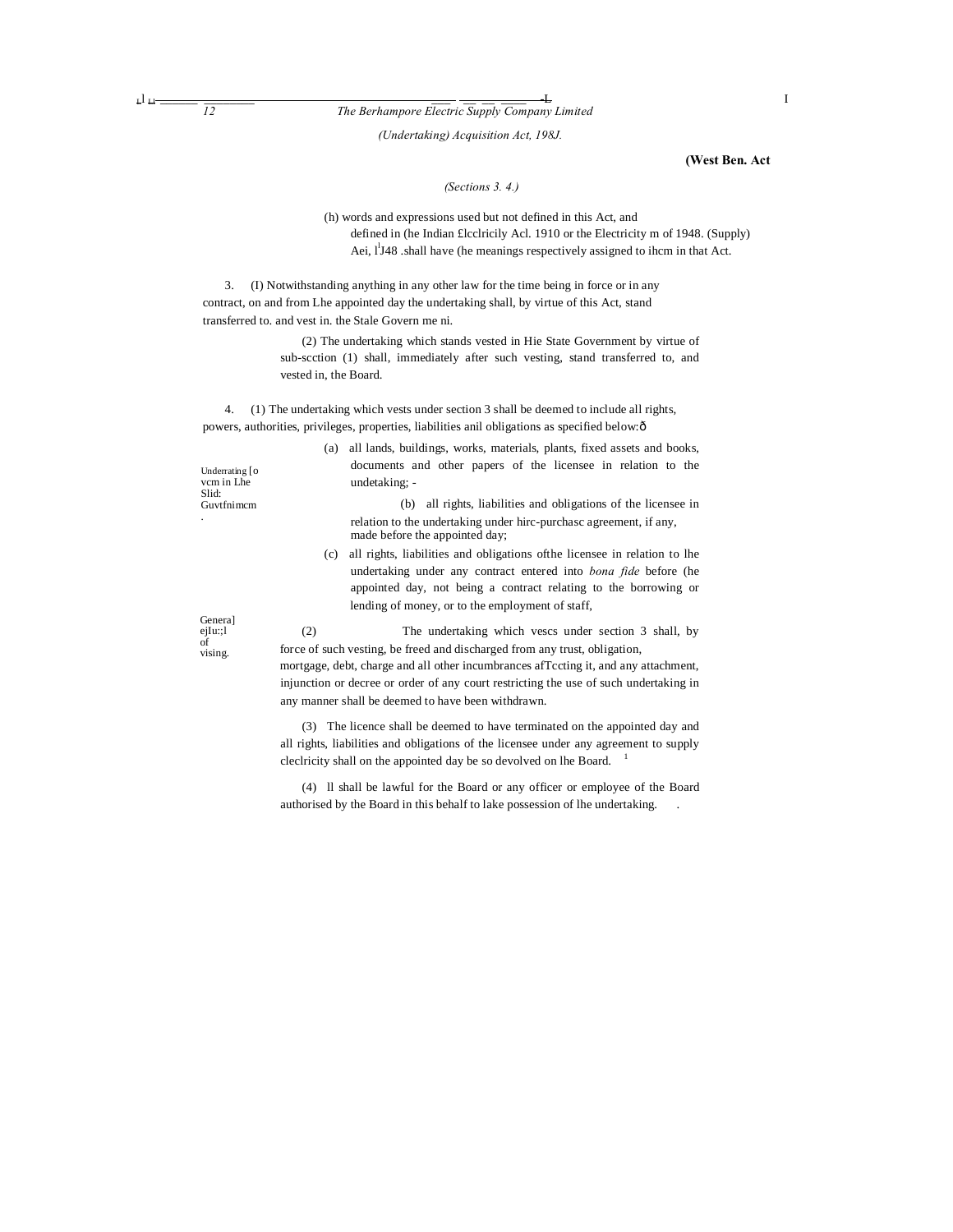(West Ben. Act

*(Sections 3. 4.)*

(h) words and expressions used but not defined in this Act, and defined in (he Indian £lcclricily Acl. 1910 or the Electricity m of 1948. (Supply) Aei, l'J48 .shall have (he meanings respectively assigned to ihcm in that Act.

3. (I) Notwithstanding anything in any other law for the time being in force or in any contract, on and from Lhe appointed day the undertaking shall, by virtue of this Act, stand transferred to. and vest in. the Stale Govern me ni.

(2) The undertaking which stands vested in Hie State Government by virtue of sub-scction (1) shall, immediately after such vesting, stand transferred to, and vested in, the Board.

4. (1) The undertaking which vests under section 3 shall be deemed to include all rights, powers, authorities, privileges, properties, liabilities anil obligations as specified below:ô

Underrating [o vcm in Lhe Slid: Guvtfnimcm.

(a) all lands, buildings, works, materials, plants, fixed assets and books, documents and other papers of the licensee in relation to the undetaking; -

(b) all rights, liabilities and obligations of the licensee in relation to the undertaking under hirc-purchasc agreement, if any, made before the appointed day;

(c) all rights, liabilities and obligations ofthe licensee in relation to lhe undertaking under any contract entered into *bona fide* before (he appointed day, not being a contract relating to the borrowing or lending of money, or to the employment of staff,

Genera] ejIu:;l of vising.

(2) The undertaking which vescs under section 3 shall, by force of such vesting, be freed and discharged from any trust, obligation, mortgage, debt, charge and all other incumbrances afTccting it, and any attachment, injunction or decree or order of any court restricting the use of such undertaking in any manner shall be deemed to have been withdrawn.

(3) The licence shall be deemed to have terminated on the appointed day and all rights, liabilities and obligations of the licensee under any agreement to supply cleclricity shall on the appointed day be so devolved on lhe Board. [1]

(4) ll shall be lawful for the Board or any officer or employee of the Board authorised by the Board in this behalf to lake possession of lhe undertaking.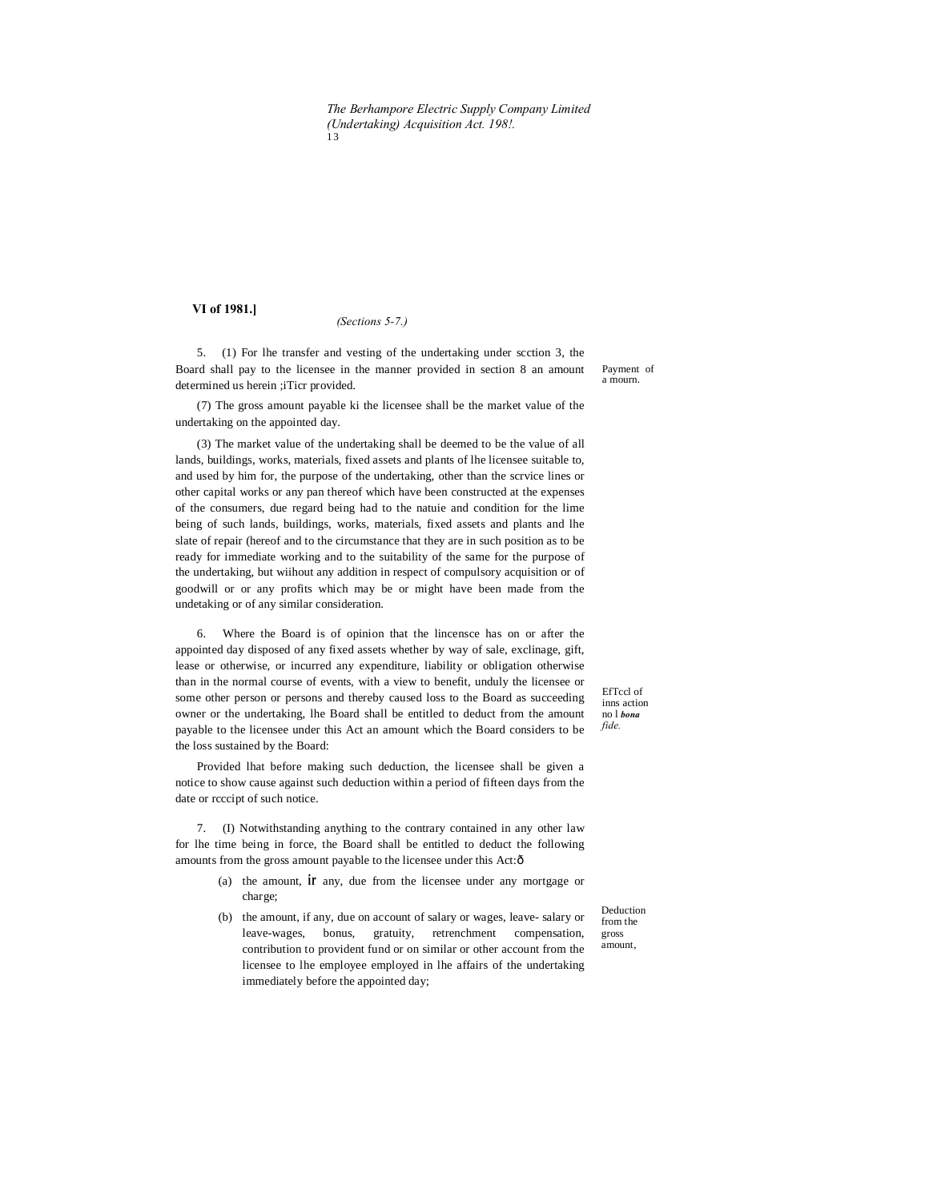**VI of 1981.]**

*(Sections 5-7.)*

Payment of a mourn.

5. (1) For lhe transfer and vesting of the undertaking under scction 3, the Board shall pay to the licensee in the manner provided in section 8 an amount determined us herein ;iTicr provided.

(7) The gross amount payable ki the licensee shall be the market value of the undertaking on the appointed day.

(3) The market value of the undertaking shall be deemed to be the value of all lands, buildings, works, materials, fixed assets and plants of lhe licensee suitable to, and used by him for, the purpose of the undertaking, other than the scrvice lines or other capital works or any pan thereof which have been constructed at the expenses of the consumers, due regard being had to the natuie and condition for the lime being of such lands, buildings, works, materials, fixed assets and plants and lhe slate of repair (hereof and to the circumstance that they are in such position as to be ready for immediate working and to the suitability of the same for the purpose of the undertaking, but wiihout any addition in respect of compulsory acquisition or of goodwill or or any profits which may be or might have been made from the undetaking or of any similar consideration.

EfTccl of inns action no l ***bona*** *fide.*

6. Where the Board is of opinion that the lincensce has on or after the appointed day disposed of any fixed assets whether by way of sale, exclinage, gift, lease or otherwise, or incurred any expenditure, liability or obligation otherwise than in the normal course of events, with a view to benefit, unduly the licensee or some other person or persons and thereby caused loss to the Board as succeeding owner or the undertaking, lhe Board shall be entitled to deduct from the amount payable to the licensee under this Act an amount which the Board considers to be the loss sustained by the Board:

Provided lhat before making such deduction, the licensee shall be given a notice to show cause against such deduction within a period of fifteen days from the date or rcccipt of such notice.

Deduction from the gross amount,

7. (I) Notwithstanding anything to the contrary contained in any other law for lhe time being in force, the Board shall be entitled to deduct the following amounts from the gross amount payable to the licensee under this Act:ð

(a) the amount, ir any, due from the licensee under any mortgage or charge;

(b) the amount, if any, due on account of salary or wages, leave- salary or leave-wages, bonus, gratuity, retrenchment compensation, contribution to provident fund or on similar or other account from the licensee to lhe employee employed in lhe affairs of the undertaking immediately before the appointed day;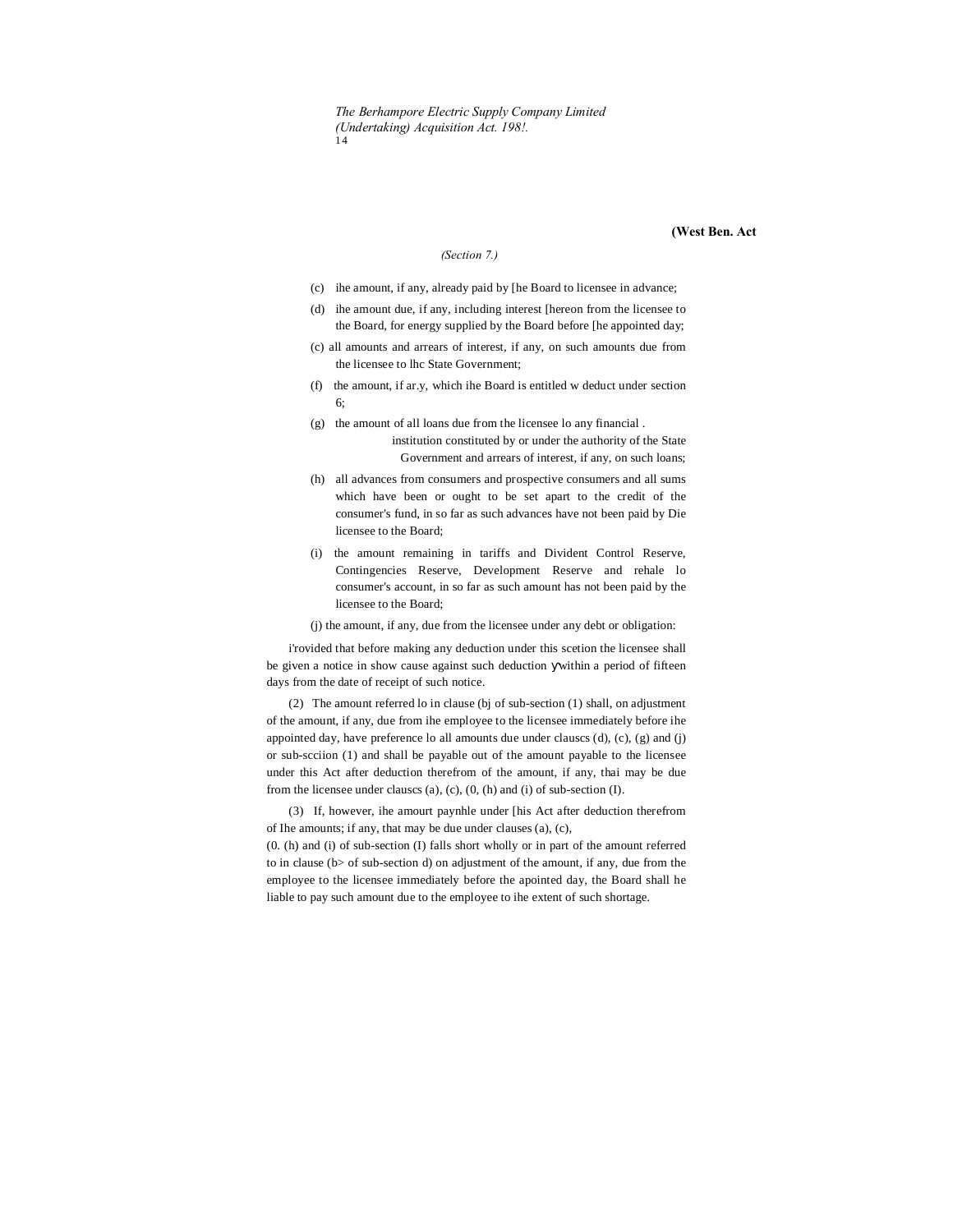(Section 7.)

(c) ihe amount, if any, already paid by [he Board to licensee in advance;

(d) ihe amount due, if any, including interest [hereon from the licensee to the Board, for energy supplied by the Board before [he appointed day;

(c) all amounts and arrears of interest, if any, on such amounts due from the licensee to lhc State Government;

(f) the amount, if ar.y, which ihe Board is entitled w deduct under section 6;

(g) the amount of all loans due from the licensee lo any financial . institution constituted by or under the authority of the State Government and arrears of interest, if any, on such loans;

(h) all advances from consumers and prospective consumers and all sums which have been or ought to be set apart to the credit of the consumer's fund, in so far as such advances have not been paid by Die licensee to the Board;

(i) the amount remaining in tariffs and Divident Control Reserve, Contingencies Reserve, Development Reserve and rehale lo consumer's account, in so far as such amount has not been paid by the licensee to the Board;

(j) the amount, if any, due from the licensee under any debt or obligation:

i'rovided that before making any deduction under this scetion the licensee shall be given a notice in show cause against such deduction ywithin a period of fifteen days from the date of receipt of such notice.

(2) The amount referred lo in clause (bj of sub-section (1) shall, on adjustment of the amount, if any, due from ihe employee to the licensee immediately before ihe appointed day, have preference lo all amounts due under clauscs (d), (c), (g) and (j) or sub-scciion (1) and shall be payable out of the amount payable to the licensee under this Act after deduction therefrom of the amount, if any, thai may be due from the licensee under clauscs (a), (c), (0, (h) and (i) of sub-section (I).

(3) If, however, ihe amourt paynhle under [his Act after deduction therefrom of Ihe amounts; if any, that may be due under clauses (a), (c), (0. (h) and (i) of sub-section (I) falls short wholly or in part of the amount referred to in clause (b> of sub-section d) on adjustment of the amount, if any, due from the employee to the licensee immediately before the apointed day, the Board shall he liable to pay such amount due to the employee to ihe extent of such shortage.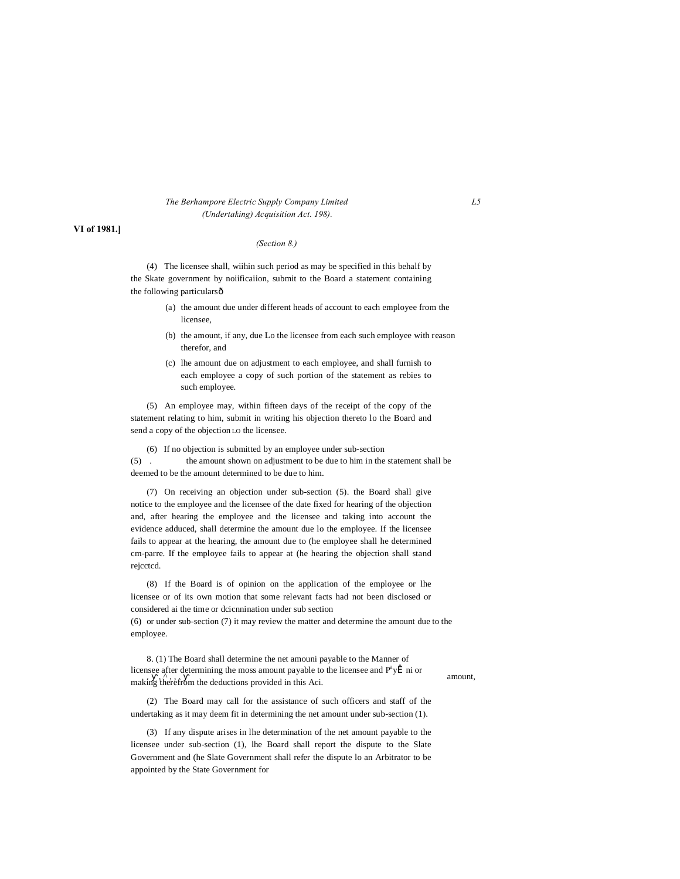(4) The licensee shall, wiihin such period as may be specified in this behalf by the Skate government by noiificaiion, submit to the Board a statement containing the following particularsô

(a) the amount due under different heads of account to each employee from the licensee,

(b) the amount, if any, due Lo the licensee from each such employee with reason therefor, and

(c) lhe amount due on adjustment to each employee, and shall furnish to each employee a copy of such portion of the statement as rebies to such employee.

(5) An employee may, within fifteen days of the receipt of the copy of the statement relating to him, submit in writing his objection thereto lo the Board and send a copy of the objection LO the licensee.

(6) If no objection is submitted by an employee under sub-section (5) . the amount shown on adjustment to be due to him in the statement shall be deemed to be the amount determined to be due to him.

(7) On receiving an objection under sub-section (5). the Board shall give notice to the employee and the licensee of the date fixed for hearing of the objection and, after hearing the employee and the licensee and taking into account the evidence adduced, shall determine the amount due lo the employee. If the licensee fails to appear at the hearing, the amount due to (he employee shall he determined cm-parre. If the employee fails to appear at (he hearing the objection shall stand rejcctcd.

(8) If the Board is of opinion on the application of the employee or lhe licensee or of its own motion that some relevant facts had not been disclosed or considered ai the time or dcicnnination under sub section (6) or under sub-section (7) it may review the matter and determine the amount due to the employee.

Manner of payment of amount.

8. (1) The Board shall determine the net amouni payable to the licensee after determining the moss amount payable to the licensee and making therefrom the deductions provided in this Aci.

(2) The Board may call for the assistance of such officers and staff of the undertaking as it may deem fit in determining the net amount under sub-section (1).

(3) If any dispute arises in lhe determination of the net amount payable to the licensee under sub-section (1), lhe Board shall report the dispute to the Slate Government and (he Slate Government shall refer the dispute lo an Arbitrator to be appointed by the State Government for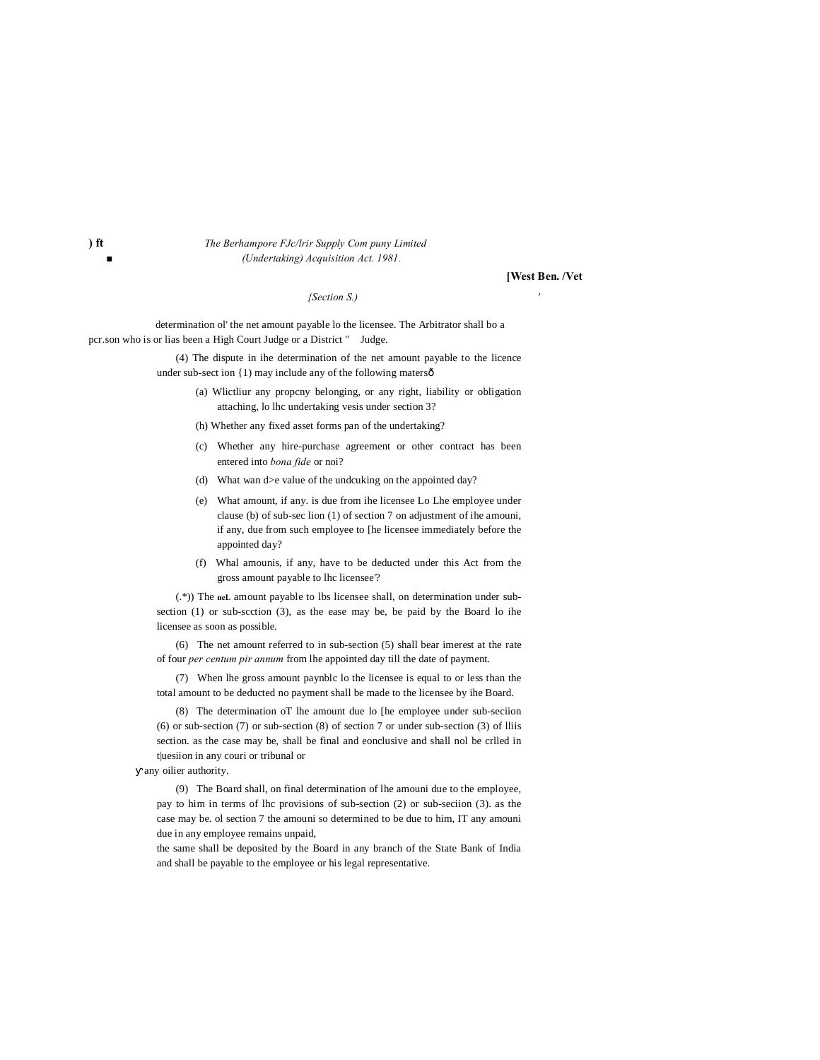*(Section 8.)*

determination ol' the net amount payable lo the licensee. The Arbitrator shall bo a pcr.son who is or lias been a High Court Judge or a District " Judge.

(4) The dispute in ihe determination of the net amount payable to the licence under sub-sect ion {1) may include any of the following matersô

(a) Wlictliur any propcny belonging, or any right, liability or obligation attaching, lo lhc undertaking vesis under section 3?

(h) Whether any fixed asset forms pan of the undertaking?

(c) Whether any hire-purchase agreement or other contract has been entered into *bona fide* or noi?

(d) What wan d>e value of the undcuking on the appointed day?

(e) What amount, if any. is due from ihe licensee Lo Lhe employee under clause (b) of sub-sec lion (1) of section 7 on adjustment of ihe amouni, if any, due from such employee to [he licensee immediately before the appointed day?

(f) Whal amounis, if any, have to be deducted under this Act from the gross amount payable to lhc licensee'?

(.*)) The **neL** amount payable to lbs licensee shall, on determination under sub-section (1) or sub-scction (3), as the ease may be, be paid by the Board lo ihe licensee as soon as possible.

(6) The net amount referred to in sub-section (5) shall bear imerest at the rate of four *per centum pir annum* from lhe appointed day till the date of payment.

(7) When lhe gross amount paynblc lo the licensee is equal to or less than the total amount to be deducted no payment shall be made to the licensee by ihe Board.

(8) The determination oT lhe amount due lo [he employee under sub-seciion (6) or sub-section (7) or sub-section (8) of section 7 or under sub-section (3) of lliis section. as the case may be, shall be final and eonclusive and shall nol be crlled in t|uesiion in any couri or tribunal or any oilier authority.

(9) The Board shall, on final determination of lhe amouni due to the employee, pay to him in terms of lhc provisions of sub-section (2) or sub-seciion (3). as the case may be. ol section 7 the amouni so determined to be due to him, IT any amouni due in any employee remains unpaid, the same shall be deposited by the Board in any branch of the State Bank of India and shall be payable to the employee or his legal representative.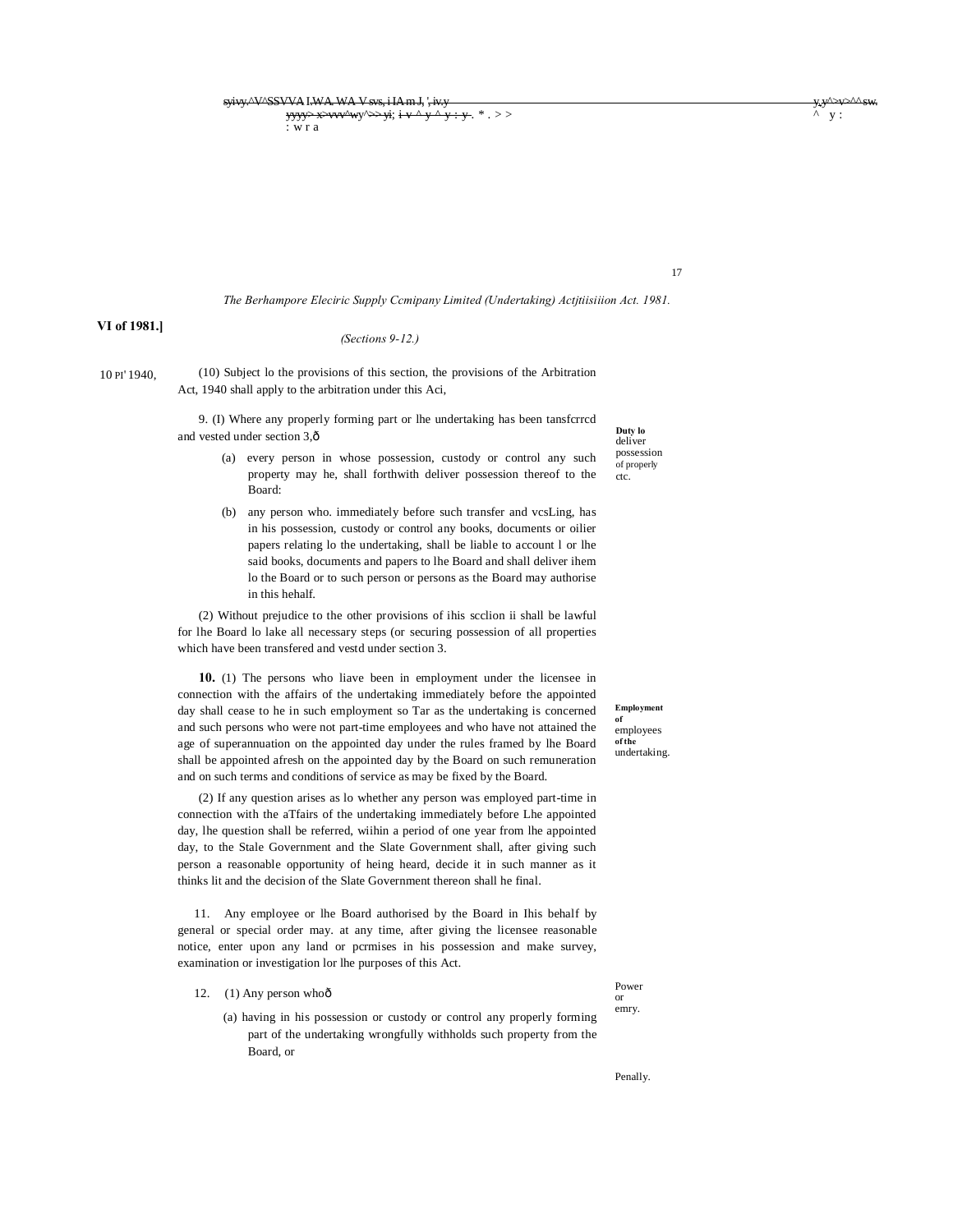*The Berhampore Eleciric Supply Ccmipany Limited (Undertaking) Actjtiisiiion Act. 1981.*

**VI of 1981.]**

*(Sections 9-12.)*

10 PI' 1940,

(10) Subject lo the provisions of this section, the provisions of the Arbitration Act, 1940 shall apply to the arbitration under this Aci,

**Duty lo** deliver possession of properly ctc.

9. (I) Where any properly forming part or lhe undertaking has been tansfcrrcd and vested under section 3,—

(a) every person in whose possession, custody or control any such property may he, shall forthwith deliver possession thereof to the Board:

(b) any person who. immediately before such transfer and vcsLing, has in his possession, custody or control any books, documents or oilier papers relating lo the undertaking, shall be liable to account l or lhe said books, documents and papers to lhe Board and shall deliver ihem lo the Board or to such person or persons as the Board may authorise in this hehalf.

(2) Without prejudice to the other provisions of ihis scclion ii shall be lawful for lhe Board lo lake all necessary steps (or securing possession of all properties which have been transfered and vestd under section 3.

**Employment of** employees **of the** undertaking.

**10.** (1) The persons who liave been in employment under the licensee in connection with the affairs of the undertaking immediately before the appointed day shall cease to he in such employment so Tar as the undertaking is concerned and such persons who were not part-time employees and who have not attained the age of superannuation on the appointed day under the rules framed by lhe Board shall be appointed afresh on the appointed day by the Board on such remuneration and on such terms and conditions of service as may be fixed by the Board.

(2) If any question arises as lo whether any person was employed part-time in connection with the aTfairs of the undertaking immediately before Lhe appointed day, lhe question shall be referred, wiihin a period of one year from lhe appointed day, to the Stale Government and the Slate Government shall, after giving such person a reasonable opportunity of heing heard, decide it in such manner as it thinks lit and the decision of the Slate Government thereon shall he final.

Power or emry.

11. Any employee or lhe Board authorised by the Board in Ihis behalf by general or special order may. at any time, after giving the licensee reasonable notice, enter upon any land or pcrmises in his possession and make survey, examination or investigation lor lhe purposes of this Act.

Penally.

12. (1) Any person who—

(a) having in his possession or custody or control any properly forming part of the undertaking wrongfully withholds such property from the Board, or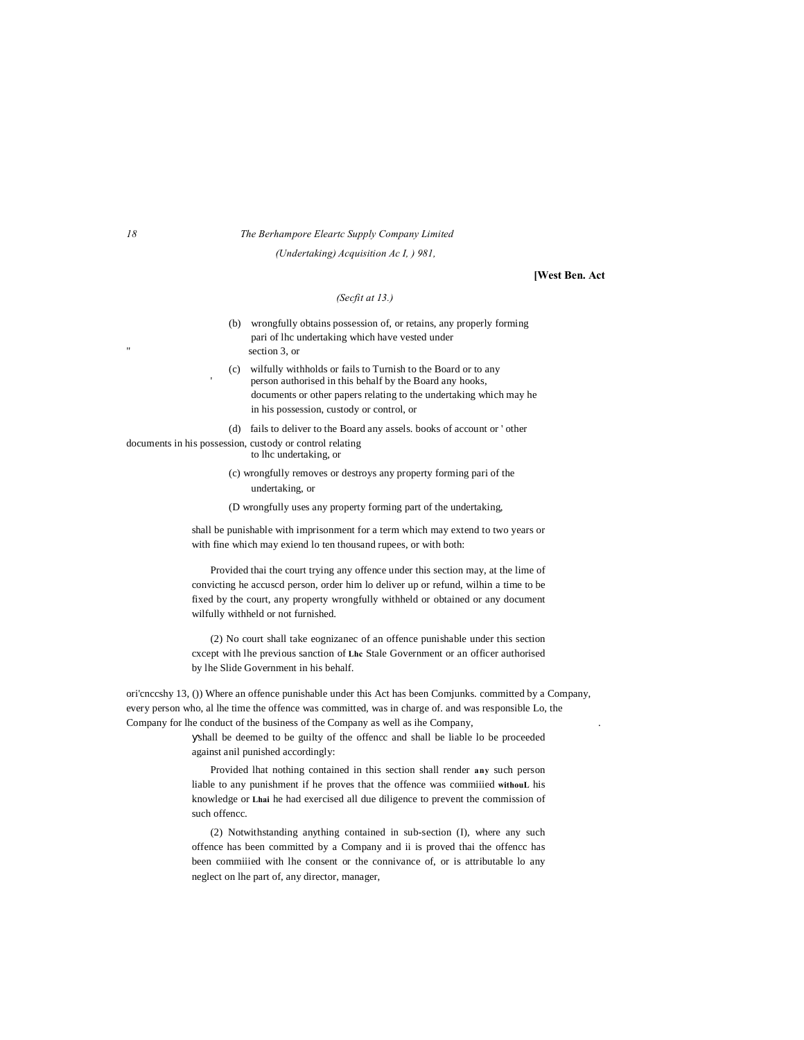(b) wrongfully obtains possession of, or retains, any properly forming pari of lhc undertaking which have vested under section 3, or

(c) wilfully withholds or fails to Turnish to the Board or to any person authorised in this behalf by the Board any hooks, documents or other papers relating to the undertaking which may he in his possession, custody or control, or

(d) fails to deliver to the Board any assels. books of account or ' other documents in his possession, custody or control relating to lhc undertaking, or

(c) wrongfully removes or destroys any property forming pari of the undertaking, or

(D wrongfully uses any property forming part of the undertaking,

shall be punishable with imprisonment for a term which may extend to two years or with fine which may exiend lo ten thousand rupees, or with both:

Provided thai the court trying any offence under this section may, at the lime of convicting he accuscd person, order him lo deliver up or refund, wilhin a time to be fixed by the court, any property wrongfully withheld or obtained or any document wilfully withheld or not furnished.

(2) No court shall take eognizanec of an offence punishable under this section cxcept with lhe previous sanction of Lhc Stale Government or an officer authorised by lhe Slide Government in his behalf.

ori'cnccshy 13, ()) Where an offence punishable under this Act has been Comjunks. committed by a Company, every person who, al lhe time the offence was committed, was in charge of. and was responsible Lo, the Company for lhe conduct of the business of the Company as well as ihe Company,

shall be deemed to be guilty of the offencc and shall be liable lo be proceeded against anil punished accordingly:

Provided lhat nothing contained in this section shall render any such person liable to any punishment if he proves that the offence was commiiied withouL his knowledge or Lhai he had exercised all due diligence to prevent the commission of such offencc.

(2) Notwithstanding anything contained in sub-section (I), where any such offence has been committed by a Company and ii is proved thai the offencc has been commiiied with lhe consent or the connivance of, or is attributable lo any neglect on lhe part of, any director, manager,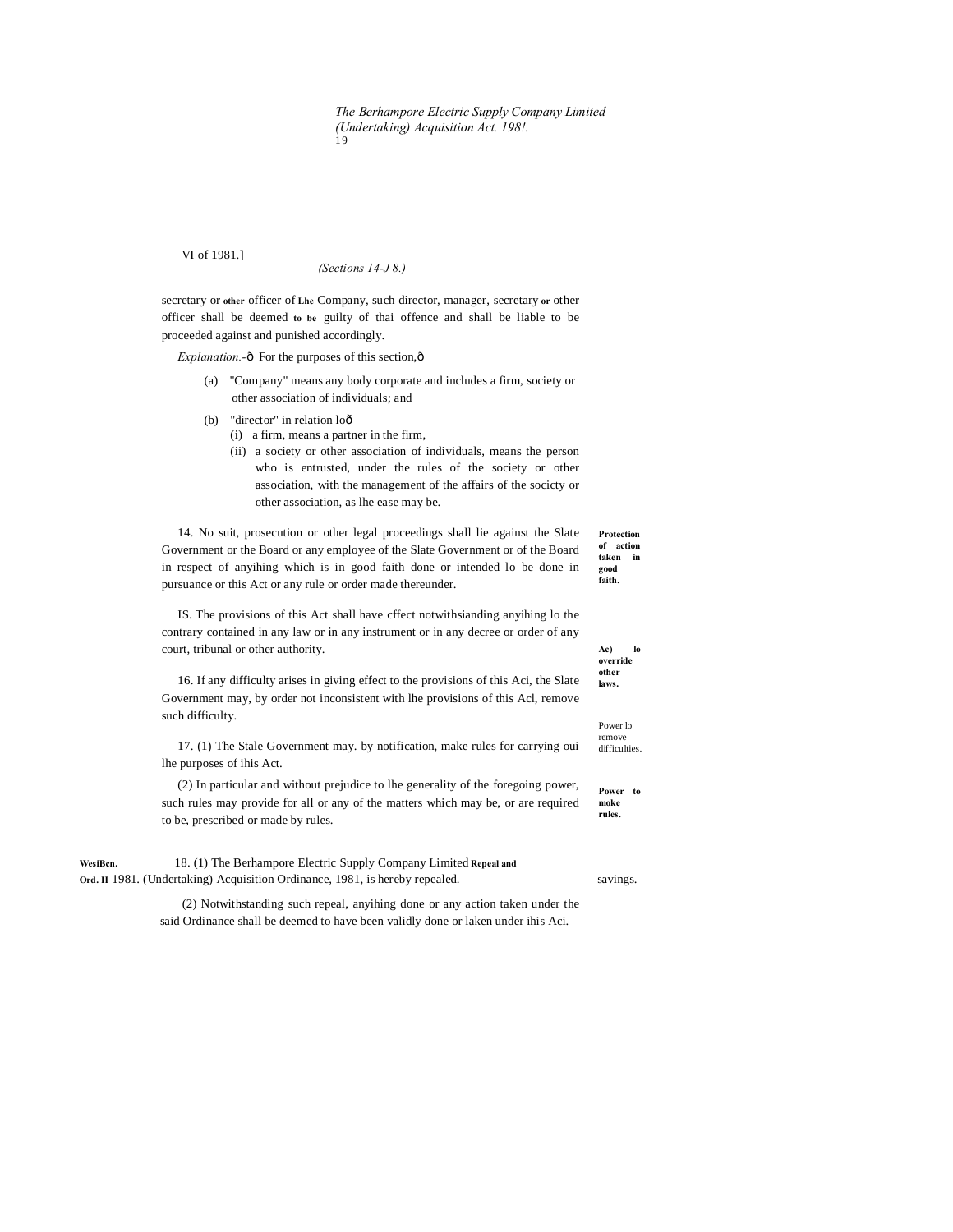VI of 1981.]

*(Sections 14-J 8.)*

secretary or other officer of Lhe Company, such director, manager, secretary or other officer shall be deemed to be guilty of thai offence and shall be liable to be proceeded against and punished accordingly.

*Explanation.*-ô For the purposes of this section,ô

(a) "Company" means any body corporate and includes a firm, society or other association of individuals; and

(b) "director" in relation loô

(i) a firm, means a partner in the firm,

(ii) a society or other association of individuals, means the person who is entrusted, under the rules of the society or other association, with the management of the affairs of the socicty or other association, as lhe ease may be.

**Protection of action taken in good faith.**

14. No suit, prosecution or other legal proceedings shall lie against the Slate Government or the Board or any employee of the Slate Government or of the Board in respect of anyihing which is in good faith done or intended lo be done in pursuance or this Act or any rule or order made thereunder.

**Ac) lo override other laws.**

IS. The provisions of this Act shall have cffect notwithsianding anyihing lo the contrary contained in any law or in any instrument or in any decree or order of any court, tribunal or other authority.

Power lo remove difficulties.

16. If any difficulty arises in giving effect to the provisions of this Aci, the Slate Government may, by order not inconsistent with lhe provisions of this Acl, remove such difficulty.

**Power to moke rules.**

17. (1) The Stale Government may. by notification, make rules for carrying oui lhe purposes of ihis Act.

(2) In particular and without prejudice to lhe generality of the foregoing power, such rules may provide for all or any of the matters which may be, or are required to be, prescribed or made by rules.

**Repeal and** savings.

**WesiBcn. Ord. II** 1981.

18. (1) The Berhampore Electric Supply Company Limited (Undertaking) Acquisition Ordinance, 1981, is hereby repealed.

(2) Notwithstanding such repeal, anyihing done or any action taken under the said Ordinance shall be deemed to have been validly done or laken under ihis Aci.